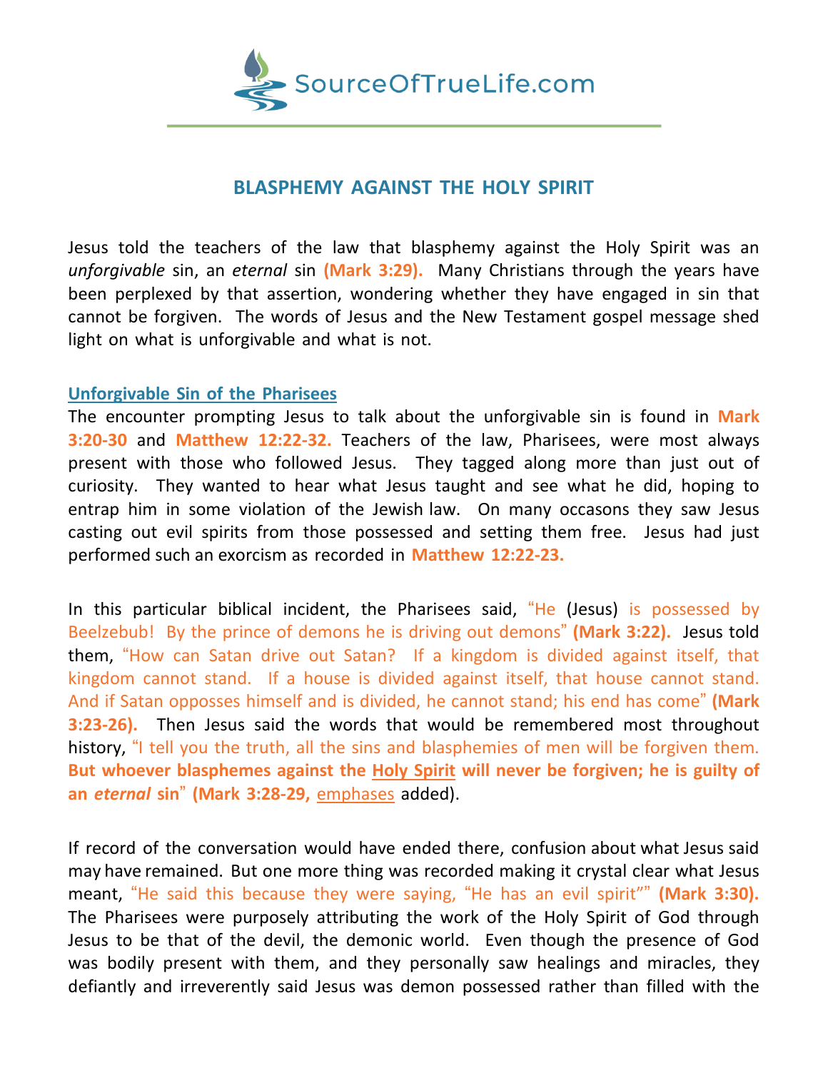SourceOfTrueLife.com

# BLASPHEMY AGAINST THE HOLY SPIRIT

Jesus told the teachers of the law that blasphemy against the Holy Spirit was an *unforgivable* sin, an *eternal* sin **(Mark 3:29).** Many Christians through the years have been perplexed by that assertion, wondering whether they have engaged in sin that cannot be forgiven. The words of Jesus and the New Testament gospel message shed light on what is unforgivable and what is not.

## Unforgivable Sin of the Pharisees

The encounter prompting Jesus to talk about the unforgivable sin is found in **Mark 3:20-30** and **Matthew 12:22-32.** Teachers of the law, Pharisees, were most always present with those who followed Jesus. They tagged along more than just out of curiosity. They wanted to hear what Jesus taught and see what he did, hoping to entrap him in some violation of the Jewish law. On many occasons they saw Jesus casting out evil spirits from those possessed and setting them free. Jesus had just performed such an exorcism as recorded in **Matthew 12:22-23.**

In this particular biblical incident, the Pharisees said, "He (Jesus) is possessed by Beelzebub! By the prince of demons he is driving out demons" **(Mark 3:22).** Jesus told them, "How can Satan drive out Satan? If a kingdom is divided against itself, that kingdom cannot stand. If a house is divided against itself, that house cannot stand. And if Satan opposses himself and is divided, he cannot stand; his end has come" **(Mark 3:23-26).** Then Jesus said the words that would be remembered most throughout history, "I tell you the truth, all the sins and blasphemies of men will be forgiven them. **But whoever blasphemes against the Holy Spirit will never be forgiven; he is guilty of an *eternal* sin**" **(Mark 3:28-29,** emphases added).

If record of the conversation would have ended there, confusion about what Jesus said may have remained. But one more thing was recorded making it crystal clear what Jesus meant, "He said this because they were saying, "He has an evil spirit"" **(Mark 3:30).** The Pharisees were purposely attributing the work of the Holy Spirit of God through Jesus to be that of the devil, the demonic world. Even though the presence of God was bodily present with them, and they personally saw healings and miracles, they defiantly and irreverently said Jesus was demon possessed rather than filled with the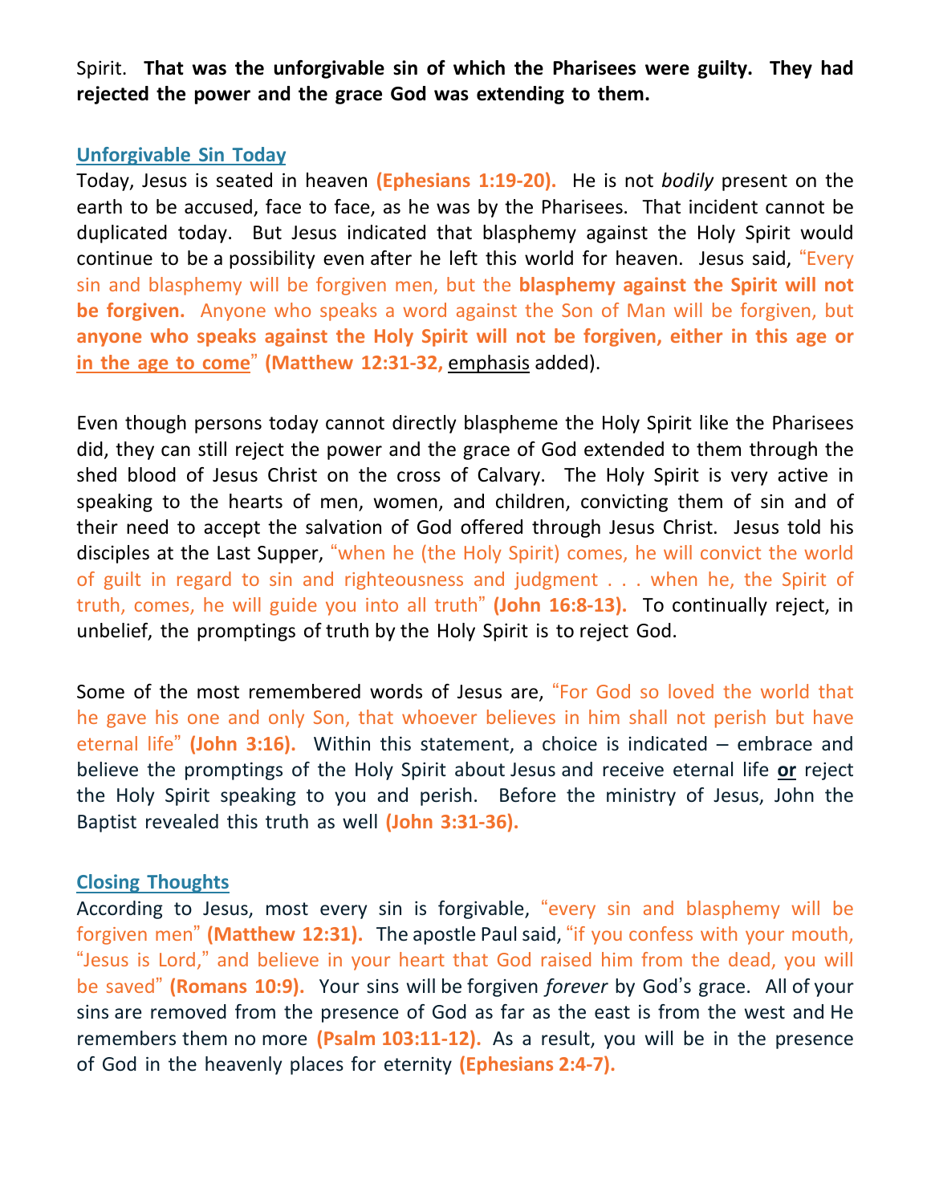Spirit. **That was the unforgivable sin of which the Pharisees were guilty. They had rejected the power and the grace God was extending to them.**

## Unforgivable Sin Today

Today, Jesus is seated in heaven **(Ephesians 1:19-20).** He is not *bodily* present on the earth to be accused, face to face, as he was by the Pharisees. That incident cannot be duplicated today. But Jesus indicated that blasphemy against the Holy Spirit would continue to be a possibility even after he left this world for heaven. Jesus said, "Every sin and blasphemy will be forgiven men, but the **blasphemy against the Spirit will not be forgiven.** Anyone who speaks a word against the Son of Man will be forgiven, but **anyone who speaks against the Holy Spirit will not be forgiven, either in this age or <u>in the age to come</u>**" **(Matthew 12:31-32,** <u>emphasis</u> added).

Even though persons today cannot directly blaspheme the Holy Spirit like the Pharisees did, they can still reject the power and the grace of God extended to them through the shed blood of Jesus Christ on the cross of Calvary. The Holy Spirit is very active in speaking to the hearts of men, women, and children, convicting them of sin and of their need to accept the salvation of God offered through Jesus Christ. Jesus told his disciples at the Last Supper, "when he (the Holy Spirit) comes, he will convict the world of guilt in regard to sin and righteousness and judgment . . . when he, the Spirit of truth, comes, he will guide you into all truth" **(John 16:8-13).** To continually reject, in unbelief, the promptings of truth by the Holy Spirit is to reject God.

Some of the most remembered words of Jesus are, "For God so loved the world that he gave his one and only Son, that whoever believes in him shall not perish but have eternal life" **(John 3:16).** Within this statement, a choice is indicated – embrace and believe the promptings of the Holy Spirit about Jesus and receive eternal life **<u>or</u>** reject the Holy Spirit speaking to you and perish. Before the ministry of Jesus, John the Baptist revealed this truth as well **(John 3:31-36).**

## Closing Thoughts

According to Jesus, most every sin is forgivable, "every sin and blasphemy will be forgiven men" **(Matthew 12:31).** The apostle Paul said, "if you confess with your mouth, "Jesus is Lord," and believe in your heart that God raised him from the dead, you will be saved" **(Romans 10:9).** Your sins will be forgiven *forever* by God's grace. All of your sins are removed from the presence of God as far as the east is from the west and He remembers them no more **(Psalm 103:11-12).** As a result, you will be in the presence of God in the heavenly places for eternity **(Ephesians 2:4-7).**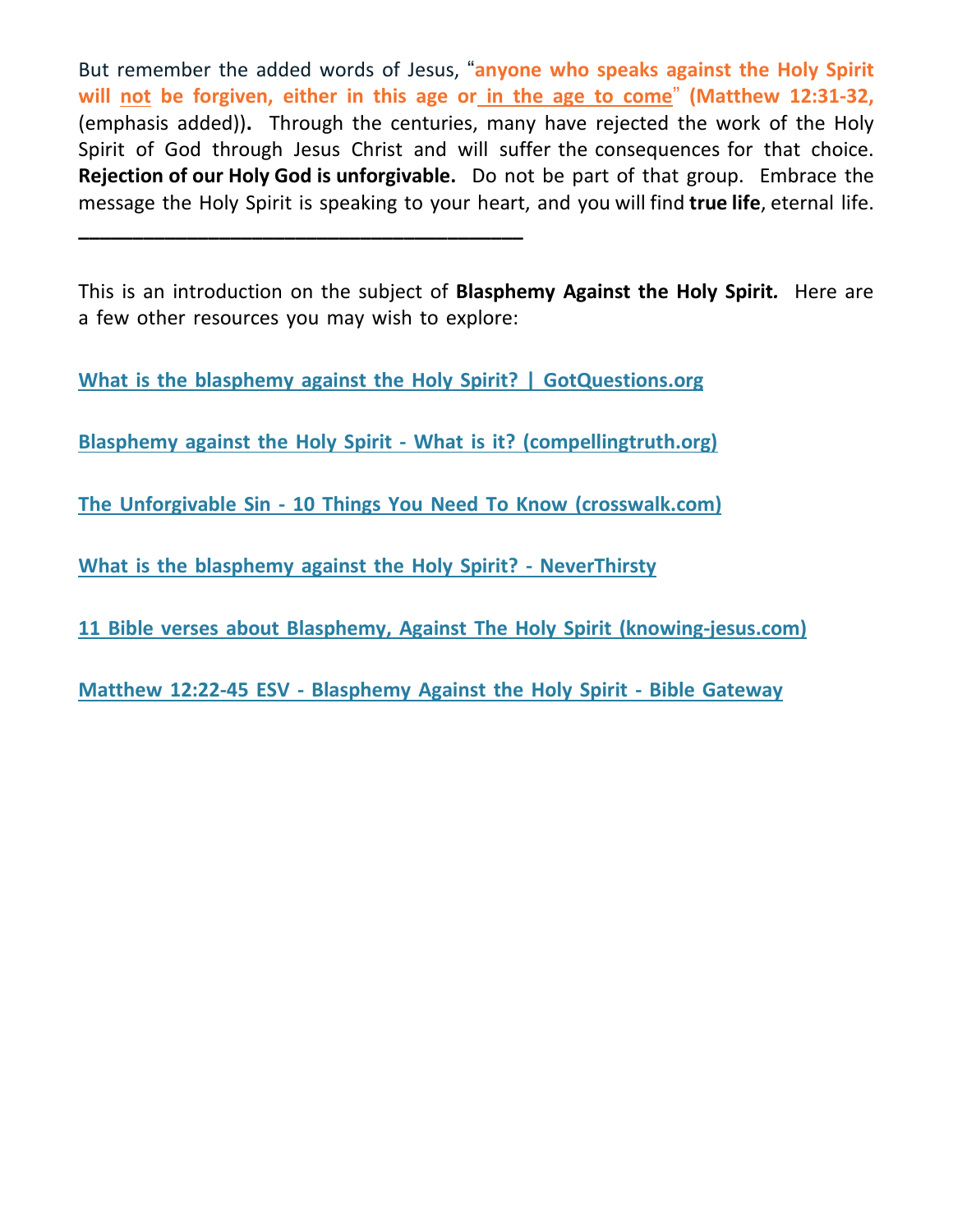But remember the added words of Jesus, "**anyone who speaks against the Holy Spirit will not be forgiven, either in this age or in the age to come**" **(Matthew 12:31-32,** (emphasis added)**)**. Through the centuries, many have rejected the work of the Holy Spirit of God through Jesus Christ and will suffer the consequences for that choice. **Rejection of our Holy God is unforgivable.** Do not be part of that group. Embrace the message the Holy Spirit is speaking to your heart, and you will find **true life**, eternal life.

---

This is an introduction on the subject of **Blasphemy Against the Holy Spirit.** Here are a few other resources you may wish to explore:

**What is the blasphemy against the Holy Spirit? | GotQuestions.org**

**Blasphemy against the Holy Spirit - What is it? (compellingtruth.org)**

**The Unforgivable Sin - 10 Things You Need To Know (crosswalk.com)**

**What is the blasphemy against the Holy Spirit? - NeverThirsty**

**11 Bible verses about Blasphemy, Against The Holy Spirit (knowing-jesus.com)**

**Matthew 12:22-45 ESV - Blasphemy Against the Holy Spirit - Bible Gateway**